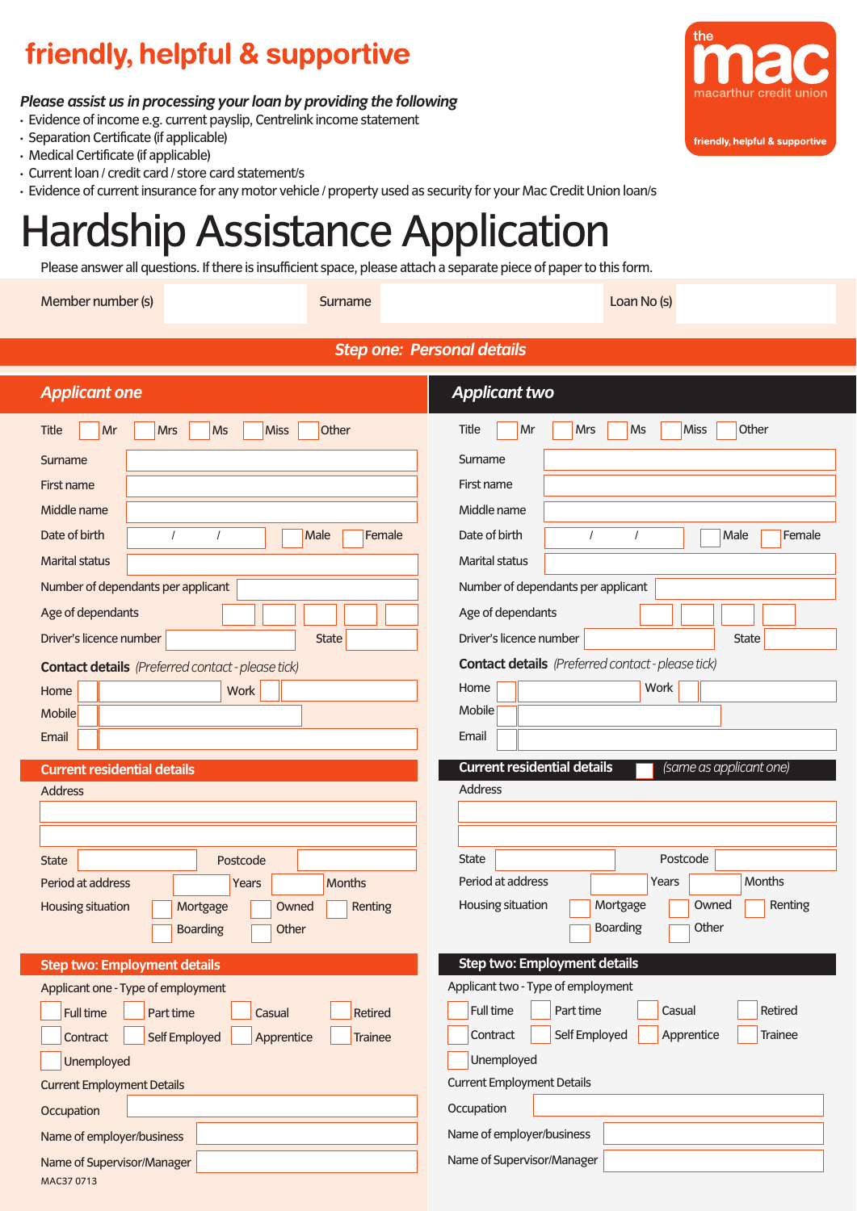friendly, helpful & supportive

the mac
macarthur credit union
friendly, helpful & supportive

***Please assist us in processing your loan by providing the following***

- Evidence of income e.g. current payslip, Centrelink income statement
- Separation Certificate (if applicable)
- Medical Certificate (if applicable)
- Current loan / credit card / store card statement/s
- Evidence of current insurance for any motor vehicle / property used as security for your Mac Credit Union loan/s

# Hardship Assistance Application

Please answer all questions. If there is insufficient space, please attach a separate piece of paper to this form.

Member number (s) ____ Surname ____ Loan No (s) ____

## *Step one: Personal details*

### *Applicant one*

Title ☐ Mr ☐ Mrs ☐ Ms ☐ Miss ☐ Other

Surname ____

First name ____

Middle name ____

Date of birth / / ☐ Male ☐ Female

Marital status ____

Number of dependants per applicant ____

Age of dependants ____

Driver's licence number ____ State ____

**Contact details** *(Preferred contact - please tick)*

Home ☐ ____ Work ☐ ____

Mobile ☐ ____

Email ☐ ____

**Current residential details**

Address ____

State ____ Postcode ____

Period at address ____ Years ____ Months

Housing situation ☐ Mortgage ☐ Owned ☐ Renting ☐ Boarding ☐ Other

**Step two: Employment details**

Applicant one - Type of employment

☐ Full time ☐ Part time ☐ Casual ☐ Retired
☐ Contract ☐ Self Employed ☐ Apprentice ☐ Trainee
☐ Unemployed

Current Employment Details

Occupation ____

Name of employer/business ____

Name of Supervisor/Manager ____

### *Applicant two*

Title ☐ Mr ☐ Mrs ☐ Ms ☐ Miss ☐ Other

Surname ____

First name ____

Middle name ____

Date of birth / / ☐ Male ☐ Female

Marital status ____

Number of dependants per applicant ____

Age of dependants ____

Driver's licence number ____ State ____

**Contact details** *(Preferred contact - please tick)*

Home ☐ ____ Work ☐ ____

Mobile ☐ ____

Email ☐ ____

**Current residential details** ☐ *(same as applicant one)*

Address ____

State ____ Postcode ____

Period at address ____ Years ____ Months

Housing situation ☐ Mortgage ☐ Owned ☐ Renting ☐ Boarding ☐ Other

**Step two: Employment details**

Applicant two - Type of employment

☐ Full time ☐ Part time ☐ Casual ☐ Retired
☐ Contract ☐ Self Employed ☐ Apprentice ☐ Trainee
☐ Unemployed

Current Employment Details

Occupation ____

Name of employer/business ____

Name of Supervisor/Manager ____

MAC37 0713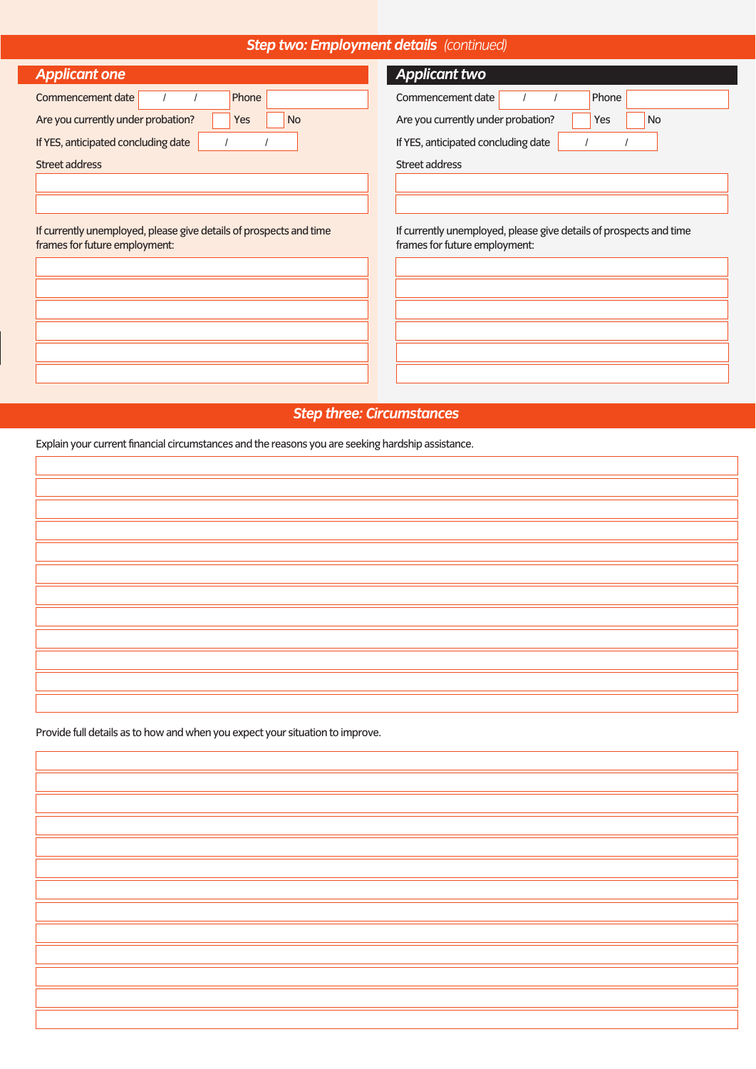## Step two: Employment details *(continued)*

### Applicant one

Commencement date ____ / ____ / ____ Phone ____________

Are you currently under probation? ☐ Yes ☐ No

If YES, anticipated concluding date ____ / ____ / ____

Street address

______________________________________________

______________________________________________

If currently unemployed, please give details of prospects and time frames for future employment:

______________________________________________

______________________________________________

______________________________________________

______________________________________________

______________________________________________

______________________________________________

### Applicant two

Commencement date ____ / ____ / ____ Phone ____________

Are you currently under probation? ☐ Yes ☐ No

If YES, anticipated concluding date ____ / ____ / ____

Street address

______________________________________________

______________________________________________

If currently unemployed, please give details of prospects and time frames for future employment:

______________________________________________

______________________________________________

______________________________________________

______________________________________________

______________________________________________

______________________________________________

## Step three: Circumstances

Explain your current financial circumstances and the reasons you are seeking hardship assistance.

______________________________________________

______________________________________________

______________________________________________

______________________________________________

______________________________________________

______________________________________________

______________________________________________

______________________________________________

______________________________________________

______________________________________________

______________________________________________

______________________________________________

Provide full details as to how and when you expect your situation to improve.

______________________________________________

______________________________________________

______________________________________________

______________________________________________

______________________________________________

______________________________________________

______________________________________________

______________________________________________

______________________________________________

______________________________________________

______________________________________________

______________________________________________

______________________________________________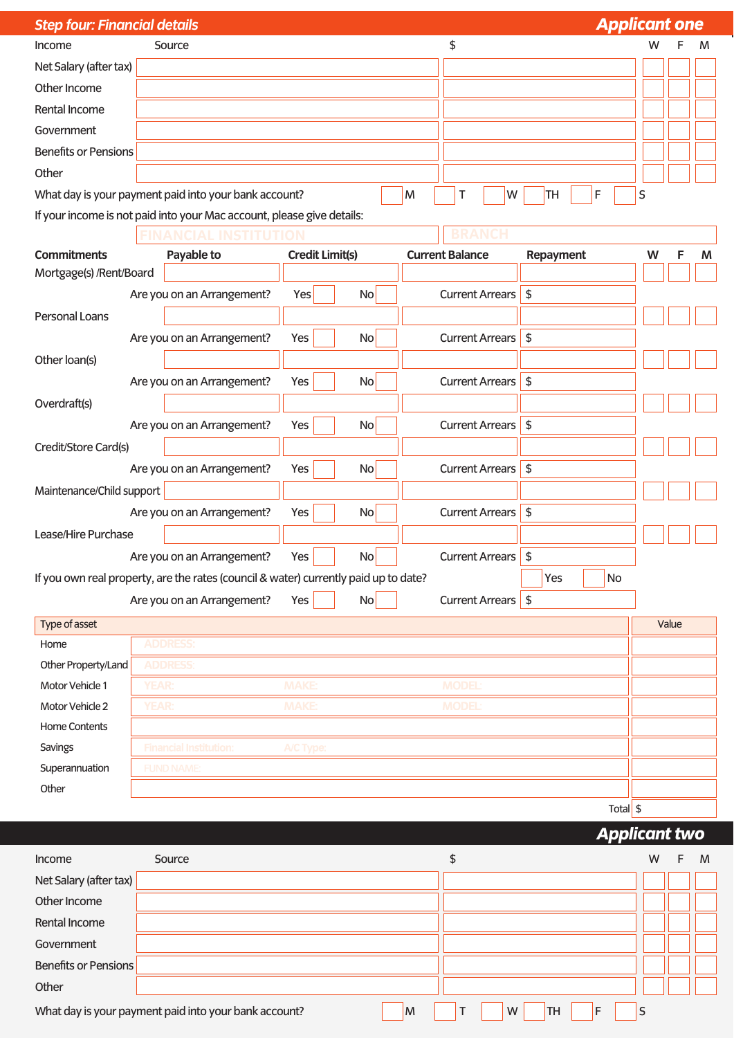## Step four: Financial details

### Applicant one

| Income | Source | $ | W | F | M |
|---|---|---|---|---|---|
| Net Salary (after tax) | | | | | |
| Other Income | | | | | |
| Rental Income | | | | | |
| Government | | | | | |
| Benefits or Pensions | | | | | |
| Other | | | | | |

What day is your payment paid into your bank account? ☐ M ☐ T ☐ W ☐ TH ☐ F ☐ S

If your income is not paid into your Mac account, please give details:

| FINANCIAL INSTITUTION | BRANCH |
|---|---|
| | |

| Commitments | Payable to | Credit Limit(s) | Current Balance | Repayment | W | F | M |
|---|---|---|---|---|---|---|---|
| Mortgage(s) /Rent/Board | | | | | | | |
| Are you on an Arrangement? | Yes ☐ No ☐ | | Current Arrears | $ | | | |
| Personal Loans | | | | | | | |
| Are you on an Arrangement? | Yes ☐ No ☐ | | Current Arrears | $ | | | |
| Other loan(s) | | | | | | | |
| Are you on an Arrangement? | Yes ☐ No ☐ | | Current Arrears | $ | | | |
| Overdraft(s) | | | | | | | |
| Are you on an Arrangement? | Yes ☐ No ☐ | | Current Arrears | $ | | | |
| Credit/Store Card(s) | | | | | | | |
| Are you on an Arrangement? | Yes ☐ No ☐ | | Current Arrears | $ | | | |
| Maintenance/Child support | | | | | | | |
| Are you on an Arrangement? | Yes ☐ No ☐ | | Current Arrears | $ | | | |
| Lease/Hire Purchase | | | | | | | |
| Are you on an Arrangement? | Yes ☐ No ☐ | | Current Arrears | $ | | | |

If you own real property, are the rates (council & water) currently paid up to date? ☐ Yes ☐ No

Are you on an Arrangement? Yes ☐ No ☐ Current Arrears $

| Type of asset | | Value |
|---|---|---|
| Home | ADDRESS: | |
| Other Property/Land | ADDRESS: | |
| Motor Vehicle 1 | YEAR: MAKE: MODEL: | |
| Motor Vehicle 2 | YEAR: MAKE: MODEL: | |
| Home Contents | | |
| Savings | Financial Institution: A/C Type: | |
| Superannuation | FUND NAME: | |
| Other | | |
| | Total | $ |

### Applicant two

| Income | Source | $ | W | F | M |
|---|---|---|---|---|---|
| Net Salary (after tax) | | | | | |
| Other Income | | | | | |
| Rental Income | | | | | |
| Government | | | | | |
| Benefits or Pensions | | | | | |
| Other | | | | | |

What day is your payment paid into your bank account? ☐ M ☐ T ☐ W ☐ TH ☐ F ☐ S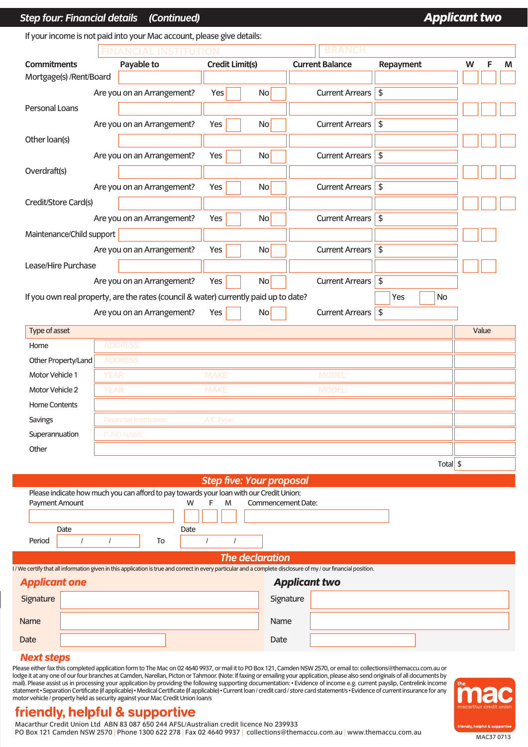## Step four: Financial details (Continued)

**Applicant two**

If your income is not paid into your Mac account, please give details:

FINANCIAL INSTITUTION | BRANCH

| Commitments | Payable to | Credit Limit(s) | Current Balance | Repayment | W | F | M |
|---|---|---|---|---|---|---|---|
| Mortgage(s) /Rent/Board | | | | | | | |
| Are you on an Arrangement? | Yes | No | Current Arrears | $ | | | |
| Personal Loans | | | | | | | |
| Are you on an Arrangement? | Yes | No | Current Arrears | $ | | | |
| Other loan(s) | | | | | | | |
| Are you on an Arrangement? | Yes | No | Current Arrears | $ | | | |
| Overdraft(s) | | | | | | | |
| Are you on an Arrangement? | Yes | No | Current Arrears | $ | | | |
| Credit/Store Card(s) | | | | | | | |
| Are you on an Arrangement? | Yes | No | Current Arrears | $ | | | |
| Maintenance/Child support | | | | | | | |
| Are you on an Arrangement? | Yes | No | Current Arrears | $ | | | |
| Lease/Hire Purchase | | | | | | | |
| Are you on an Arrangement? | Yes | No | Current Arrears | $ | | | |

If you own real property, are the rates (council & water) currently paid up to date? Yes No

Are you on an Arrangement? Yes No Current Arrears $

| Type of asset | | Value |
|---|---|---|
| Home | ADDRESS: | |
| Other Property/Land | ADDRESS: | |
| Motor Vehicle 1 | YEAR: MAKE: MODEL: | |
| Motor Vehicle 2 | YEAR: MAKE: MODEL: | |
| Home Contents | | |
| Savings | Financial Institution: A/C Type: | |
| Superannuation | FUND NAME: | |
| Other | | |
| | Total | $ |

## Step five: Your proposal

Please indicate how much you can afford to pay towards your loan with our Credit Union:

Payment Amount W F M Commencement Date:

Period Date / / To Date / /

## The declaration

I / We certify that all information given in this application is true and correct in every particular and a complete disclosure of my / our financial position.

| Applicant one | | Applicant two | |
|---|---|---|---|
| Signature | | Signature | |
| Name | | Name | |
| Date | | Date | |

## Next steps

Please either fax this completed application form to The Mac on 02 4640 9937, or mail it to PO Box 121, Camden NSW 2570, or email to: collections@themaccu.com.au or lodge it at any one of our four branches at Camden, Narellan, Picton or Tahmoor. (Note: If faxing or emailing your application, please also send originals of all documents by mail). Please assist us in processing your application by providing the following supporting documentation: • Evidence of income e.g. current payslip, Centrelink income statement • Separation Certificate (if applicable) • Medical Certificate (if applicable) • Current loan / credit card / store card statement/s • Evidence of current insurance for any motor vehicle / property held as security against your Mac Credit Union loan/s

**friendly, helpful & supportive**

Macarthur Credit Union Ltd ABN 83 087 650 244 AFSL/Australian credit licence No 239933
PO Box 121 Camden NSW 2570 | Phone 1300 622 278 | Fax 02 4640 9937 | collections@themaccu.com.au | www.themaccu.com.au

the mac
macarthur credit union
friendly, helpful & supportive

MAC37 0713